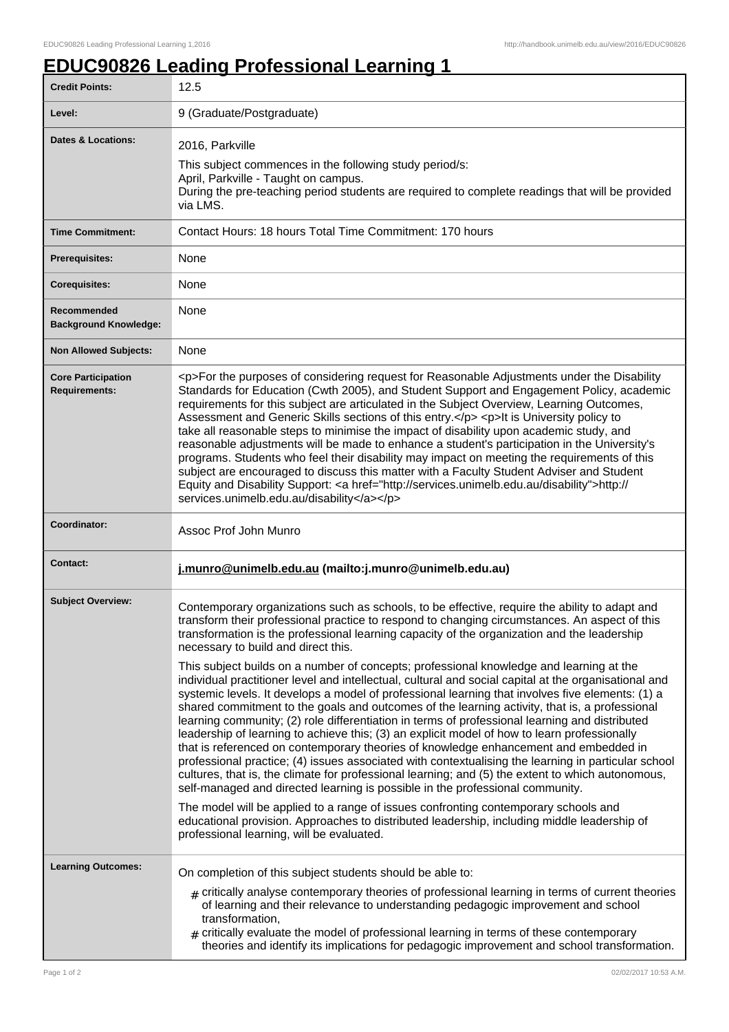# EDUC90826 Leading Professional Learning 1

| | |
|---|---|
| **Credit Points:** | 12.5 |
| **Level:** | 9 (Graduate/Postgraduate) |
| **Dates & Locations:** | 2016, Parkville<br><br>This subject commences in the following study period/s:<br>April, Parkville - Taught on campus.<br>During the pre-teaching period students are required to complete readings that will be provided via LMS. |
| **Time Commitment:** | Contact Hours: 18 hours Total Time Commitment: 170 hours |
| **Prerequisites:** | None |
| **Corequisites:** | None |
| **Recommended Background Knowledge:** | None |
| **Non Allowed Subjects:** | None |
| **Core Participation Requirements:** | <p>For the purposes of considering request for Reasonable Adjustments under the Disability Standards for Education (Cwth 2005), and Student Support and Engagement Policy, academic requirements for this subject are articulated in the Subject Overview, Learning Outcomes, Assessment and Generic Skills sections of this entry.</p> <p>It is University policy to take all reasonable steps to minimise the impact of disability upon academic study, and reasonable adjustments will be made to enhance a student's participation in the University's programs. Students who feel their disability may impact on meeting the requirements of this subject are encouraged to discuss this matter with a Faculty Student Adviser and Student Equity and Disability Support: <a href="http://services.unimelb.edu.au/disability">http://services.unimelb.edu.au/disability</a></p> |
| **Coordinator:** | Assoc Prof John Munro |
| **Contact:** | **j.munro@unimelb.edu.au (mailto:j.munro@unimelb.edu.au)** |
| **Subject Overview:** | Contemporary organizations such as schools, to be effective, require the ability to adapt and transform their professional practice to respond to changing circumstances. An aspect of this transformation is the professional learning capacity of the organization and the leadership necessary to build and direct this.<br><br>This subject builds on a number of concepts; professional knowledge and learning at the individual practitioner level and intellectual, cultural and social capital at the organisational and systemic levels. It develops a model of professional learning that involves five elements: (1) a shared commitment to the goals and outcomes of the learning activity, that is, a professional learning community; (2) role differentiation in terms of professional learning and distributed leadership of learning to achieve this; (3) an explicit model of how to learn professionally that is referenced on contemporary theories of knowledge enhancement and embedded in professional practice; (4) issues associated with contextualising the learning in particular school cultures, that is, the climate for professional learning; and (5) the extent to which autonomous, self-managed and directed learning is possible in the professional community.<br><br>The model will be applied to a range of issues confronting contemporary schools and educational provision. Approaches to distributed leadership, including middle leadership of professional learning, will be evaluated. |
| **Learning Outcomes:** | On completion of this subject students should be able to:<br><br># critically analyse contemporary theories of professional learning in terms of current theories of learning and their relevance to understanding pedagogic improvement and school transformation,<br># critically evaluate the model of professional learning in terms of these contemporary theories and identify its implications for pedagogic improvement and school transformation. |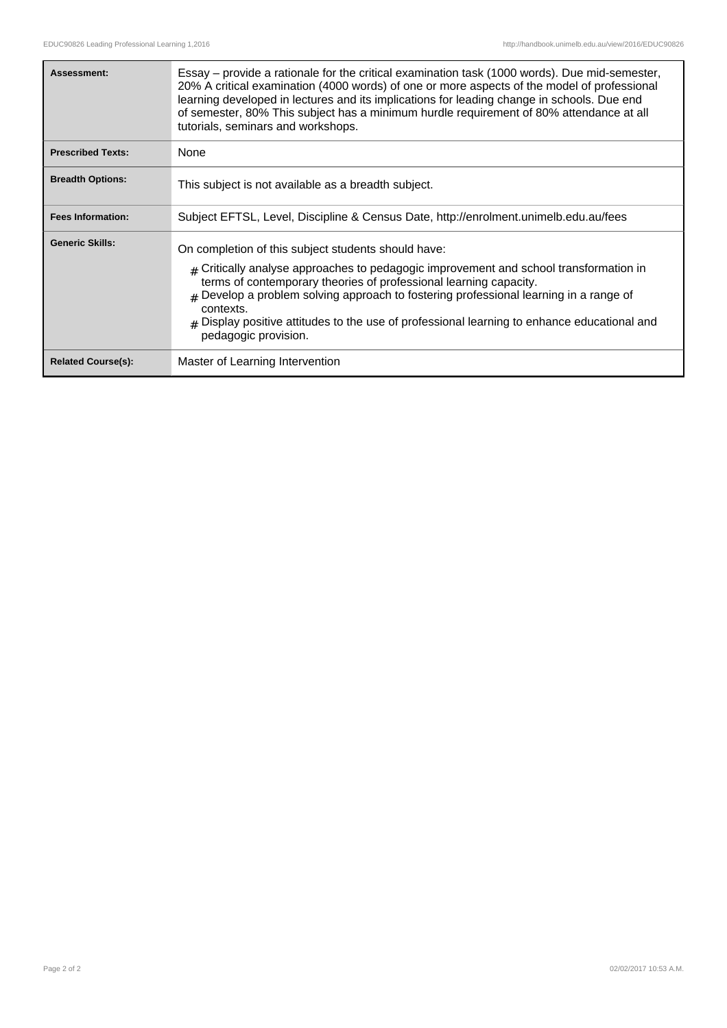| | |
|---|---|
| **Assessment:** | Essay – provide a rationale for the critical examination task (1000 words). Due mid-semester, 20% A critical examination (4000 words) of one or more aspects of the model of professional learning developed in lectures and its implications for leading change in schools. Due end of semester, 80% This subject has a minimum hurdle requirement of 80% attendance at all tutorials, seminars and workshops. |
| **Prescribed Texts:** | None |
| **Breadth Options:** | This subject is not available as a breadth subject. |
| **Fees Information:** | Subject EFTSL, Level, Discipline & Census Date, http://enrolment.unimelb.edu.au/fees |
| **Generic Skills:** | On completion of this subject students should have:<br># Critically analyse approaches to pedagogic improvement and school transformation in terms of contemporary theories of professional learning capacity.<br># Develop a problem solving approach to fostering professional learning in a range of contexts.<br># Display positive attitudes to the use of professional learning to enhance educational and pedagogic provision. |
| **Related Course(s):** | Master of Learning Intervention |